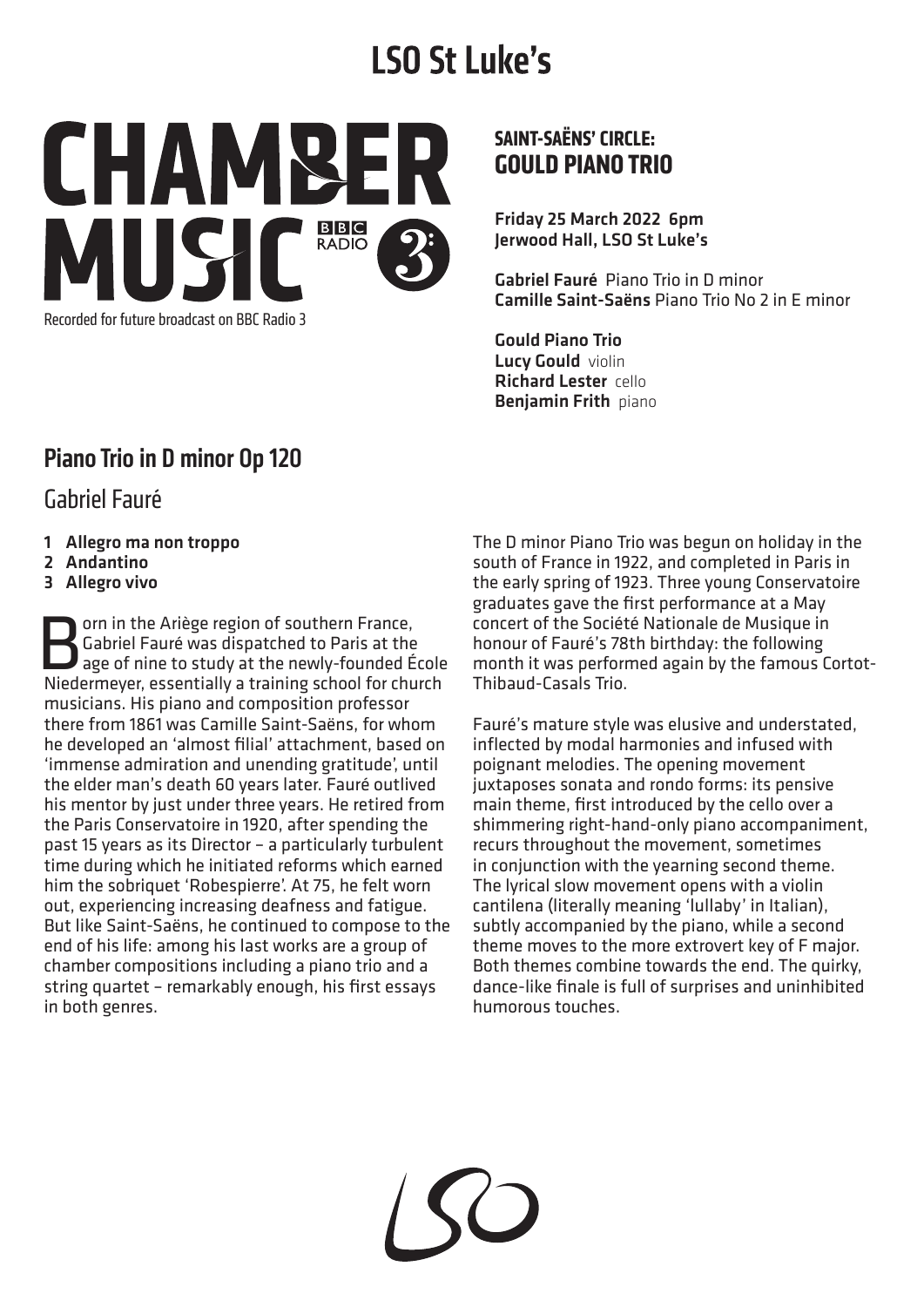# LSO St Luke's

CHAMBER MUSIC BBC RADIO 3

Recorded for future broadcast on BBC Radio 3

## SAINT-SAËNS' CIRCLE: GOULD PIANO TRIO

**Friday 25 March 2022 6pm**
**Jerwood Hall, LSO St Luke's**

**Gabriel Fauré** Piano Trio in D minor
**Camille Saint-Saëns** Piano Trio No 2 in E minor

**Gould Piano Trio**
**Lucy Gould** violin
**Richard Lester** cello
**Benjamin Frith** piano

## Piano Trio in D minor Op 120

### Gabriel Fauré

1. **Allegro ma non troppo**
2. **Andantino**
3. **Allegro vivo**

Born in the Ariège region of southern France, Gabriel Fauré was dispatched to Paris at the age of nine to study at the newly-founded École Niedermeyer, essentially a training school for church musicians. His piano and composition professor there from 1861 was Camille Saint-Saëns, for whom he developed an 'almost filial' attachment, based on 'immense admiration and unending gratitude', until the elder man's death 60 years later. Fauré outlived his mentor by just under three years. He retired from the Paris Conservatoire in 1920, after spending the past 15 years as its Director – a particularly turbulent time during which he initiated reforms which earned him the sobriquet 'Robespierre'. At 75, he felt worn out, experiencing increasing deafness and fatigue. But like Saint-Saëns, he continued to compose to the end of his life: among his last works are a group of chamber compositions including a piano trio and a string quartet – remarkably enough, his first essays in both genres.

The D minor Piano Trio was begun on holiday in the south of France in 1922, and completed in Paris in the early spring of 1923. Three young Conservatoire graduates gave the first performance at a May concert of the Société Nationale de Musique in honour of Fauré's 78th birthday: the following month it was performed again by the famous Cortot-Thibaud-Casals Trio.

Fauré's mature style was elusive and understated, inflected by modal harmonies and infused with poignant melodies. The opening movement juxtaposes sonata and rondo forms: its pensive main theme, first introduced by the cello over a shimmering right-hand-only piano accompaniment, recurs throughout the movement, sometimes in conjunction with the yearning second theme. The lyrical slow movement opens with a violin cantilena (literally meaning 'lullaby' in Italian), subtly accompanied by the piano, while a second theme moves to the more extrovert key of F major. Both themes combine towards the end. The quirky, dance-like finale is full of surprises and uninhibited humorous touches.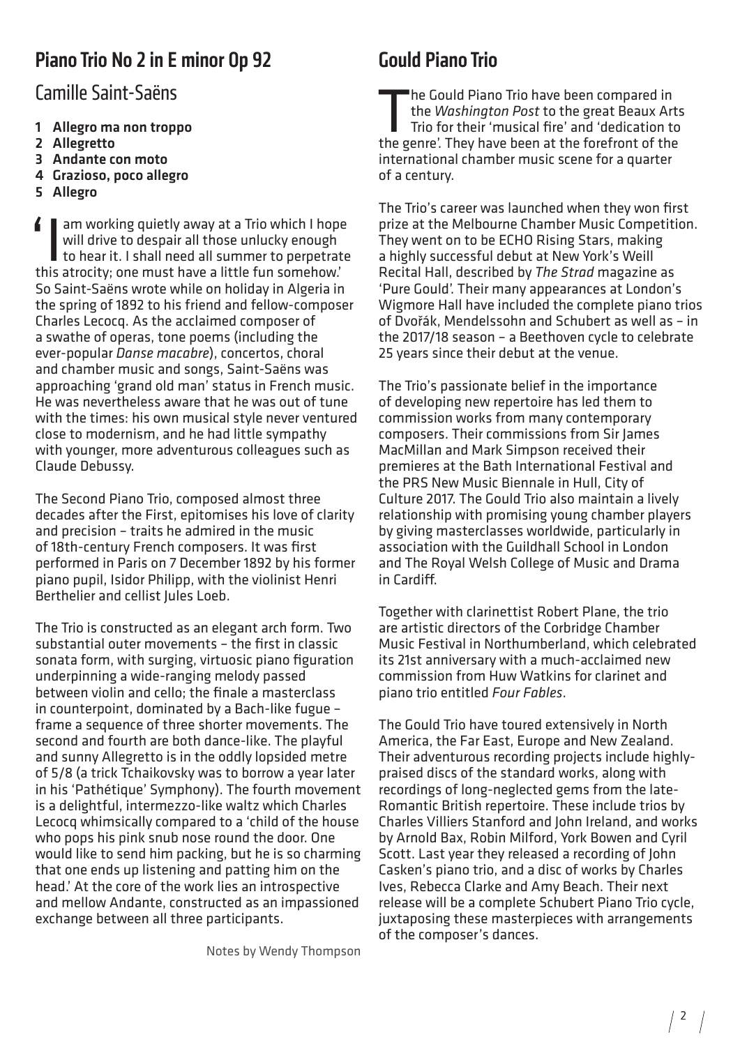## Piano Trio No 2 in E minor Op 92

### Camille Saint-Saëns

1. **Allegro ma non troppo**
2. **Allegretto**
3. **Andante con moto**
4. **Grazioso, poco allegro**
5. **Allegro**

'I am working quietly away at a Trio which I hope will drive to despair all those unlucky enough to hear it. I shall need all summer to perpetrate this atrocity; one must have a little fun somehow.' So Saint-Saëns wrote while on holiday in Algeria in the spring of 1892 to his friend and fellow-composer Charles Lecocq. As the acclaimed composer of a swathe of operas, tone poems (including the ever-popular *Danse macabre*), concertos, choral and chamber music and songs, Saint-Saëns was approaching 'grand old man' status in French music. He was nevertheless aware that he was out of tune with the times: his own musical style never ventured close to modernism, and he had little sympathy with younger, more adventurous colleagues such as Claude Debussy.

The Second Piano Trio, composed almost three decades after the First, epitomises his love of clarity and precision – traits he admired in the music of 18th-century French composers. It was first performed in Paris on 7 December 1892 by his former piano pupil, Isidor Philipp, with the violinist Henri Berthelier and cellist Jules Loeb.

The Trio is constructed as an elegant arch form. Two substantial outer movements – the first in classic sonata form, with surging, virtuosic piano figuration underpinning a wide-ranging melody passed between violin and cello; the finale a masterclass in counterpoint, dominated by a Bach-like fugue – frame a sequence of three shorter movements. The second and fourth are both dance-like. The playful and sunny Allegretto is in the oddly lopsided metre of 5/8 (a trick Tchaikovsky was to borrow a year later in his 'Pathétique' Symphony). The fourth movement is a delightful, intermezzo-like waltz which Charles Lecocq whimsically compared to a 'child of the house who pops his pink snub nose round the door. One would like to send him packing, but he is so charming that one ends up listening and patting him on the head.' At the core of the work lies an introspective and mellow Andante, constructed as an impassioned exchange between all three participants.

Notes by Wendy Thompson

## Gould Piano Trio

The Gould Piano Trio have been compared in the *Washington Post* to the great Beaux Arts Trio for their 'musical fire' and 'dedication to the genre'. They have been at the forefront of the international chamber music scene for a quarter of a century.

The Trio's career was launched when they won first prize at the Melbourne Chamber Music Competition. They went on to be ECHO Rising Stars, making a highly successful debut at New York's Weill Recital Hall, described by *The Strad* magazine as 'Pure Gould'. Their many appearances at London's Wigmore Hall have included the complete piano trios of Dvořák, Mendelssohn and Schubert as well as – in the 2017/18 season – a Beethoven cycle to celebrate 25 years since their debut at the venue.

The Trio's passionate belief in the importance of developing new repertoire has led them to commission works from many contemporary composers. Their commissions from Sir James MacMillan and Mark Simpson received their premieres at the Bath International Festival and the PRS New Music Biennale in Hull, City of Culture 2017. The Gould Trio also maintain a lively relationship with promising young chamber players by giving masterclasses worldwide, particularly in association with the Guildhall School in London and The Royal Welsh College of Music and Drama in Cardiff.

Together with clarinettist Robert Plane, the trio are artistic directors of the Corbridge Chamber Music Festival in Northumberland, which celebrated its 21st anniversary with a much-acclaimed new commission from Huw Watkins for clarinet and piano trio entitled *Four Fables*.

The Gould Trio have toured extensively in North America, the Far East, Europe and New Zealand. Their adventurous recording projects include highly-praised discs of the standard works, along with recordings of long-neglected gems from the late-Romantic British repertoire. These include trios by Charles Villiers Stanford and John Ireland, and works by Arnold Bax, Robin Milford, York Bowen and Cyril Scott. Last year they released a recording of John Casken's piano trio, and a disc of works by Charles Ives, Rebecca Clarke and Amy Beach. Their next release will be a complete Schubert Piano Trio cycle, juxtaposing these masterpieces with arrangements of the composer's dances.